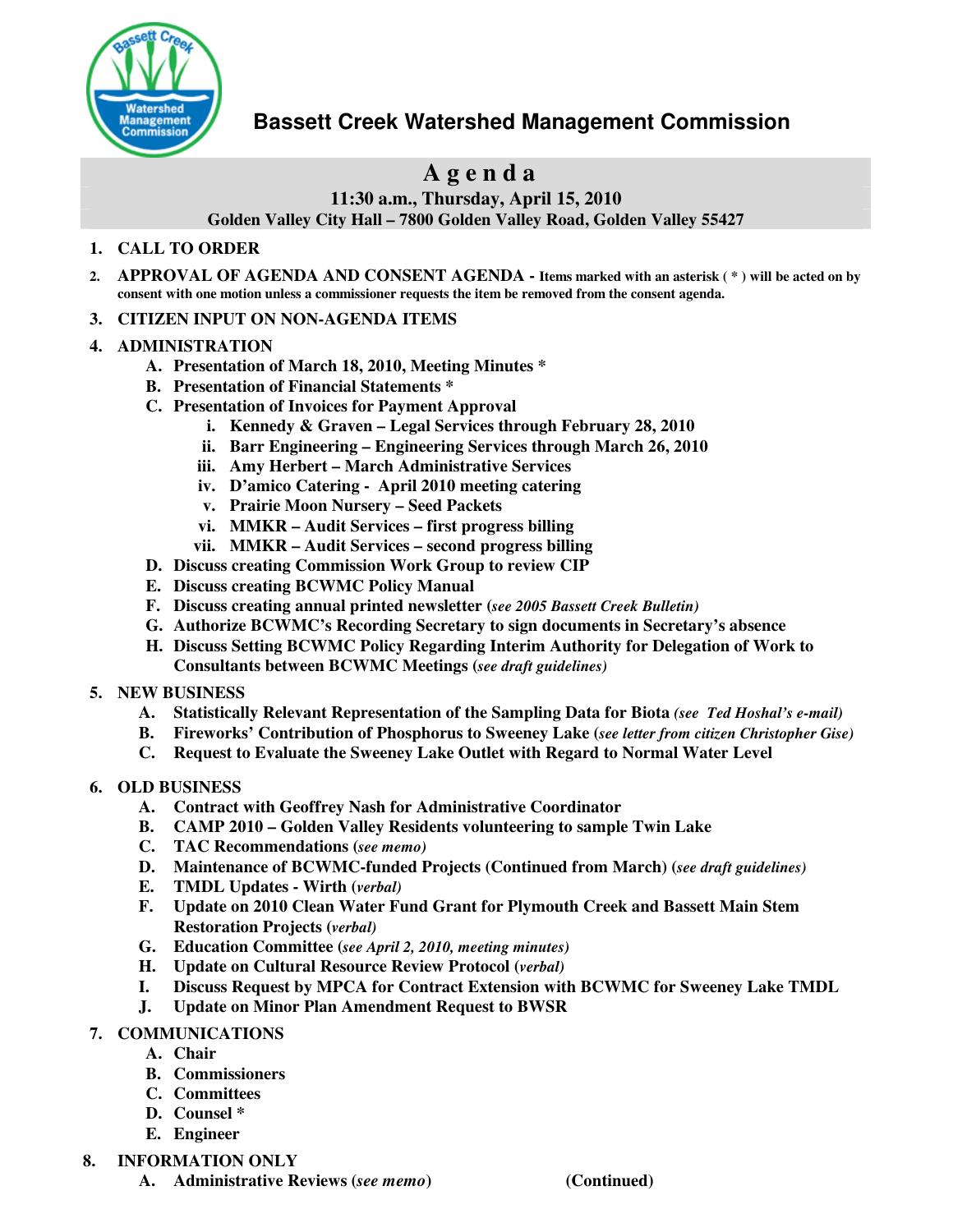# Bassett Creek Watershed Management Commission

## Agenda

**11:30 a.m., Thursday, April 15, 2010**
**Golden Valley City Hall – 7800 Golden Valley Road, Golden Valley 55427**

1. **CALL TO ORDER**
2. **APPROVAL OF AGENDA AND CONSENT AGENDA - Items marked with an asterisk ( * ) will be acted on by consent with one motion unless a commissioner requests the item be removed from the consent agenda.**
3. **CITIZEN INPUT ON NON-AGENDA ITEMS**
4. **ADMINISTRATION**
   - A. **Presentation of March 18, 2010, Meeting Minutes ***
   - B. **Presentation of Financial Statements ***
   - C. **Presentation of Invoices for Payment Approval**
     - i. **Kennedy & Graven – Legal Services through February 28, 2010**
     - ii. **Barr Engineering – Engineering Services through March 26, 2010**
     - iii. **Amy Herbert – March Administrative Services**
     - iv. **D'amico Catering - April 2010 meeting catering**
     - v. **Prairie Moon Nursery – Seed Packets**
     - vi. **MMKR – Audit Services – first progress billing**
     - vii. **MMKR – Audit Services – second progress billing**
   - D. **Discuss creating Commission Work Group to review CIP**
   - E. **Discuss creating BCWMC Policy Manual**
   - F. **Discuss creating annual printed newsletter (*see 2005 Bassett Creek Bulletin*)**
   - G. **Authorize BCWMC's Recording Secretary to sign documents in Secretary's absence**
   - H. **Discuss Setting BCWMC Policy Regarding Interim Authority for Delegation of Work to Consultants between BCWMC Meetings (*see draft guidelines*)**
5. **NEW BUSINESS**
   - A. **Statistically Relevant Representation of the Sampling Data for Biota *(see Ted Hoshal's e-mail)***
   - B. **Fireworks' Contribution of Phosphorus to Sweeney Lake (*see letter from citizen Christopher Gise*)**
   - C. **Request to Evaluate the Sweeney Lake Outlet with Regard to Normal Water Level**
6. **OLD BUSINESS**
   - A. **Contract with Geoffrey Nash for Administrative Coordinator**
   - B. **CAMP 2010 – Golden Valley Residents volunteering to sample Twin Lake**
   - C. **TAC Recommendations (*see memo*)**
   - D. **Maintenance of BCWMC-funded Projects (Continued from March) (*see draft guidelines*)**
   - E. **TMDL Updates - Wirth (*verbal*)**
   - F. **Update on 2010 Clean Water Fund Grant for Plymouth Creek and Bassett Main Stem Restoration Projects (*verbal*)**
   - G. **Education Committee (*see April 2, 2010, meeting minutes*)**
   - H. **Update on Cultural Resource Review Protocol (*verbal*)**
   - I. **Discuss Request by MPCA for Contract Extension with BCWMC for Sweeney Lake TMDL**
   - J. **Update on Minor Plan Amendment Request to BWSR**
7. **COMMUNICATIONS**
   - A. **Chair**
   - B. **Commissioners**
   - C. **Committees**
   - D. **Counsel ***
   - E. **Engineer**
8. **INFORMATION ONLY**
   - A. **Administrative Reviews (*see memo*)**

**(Continued)**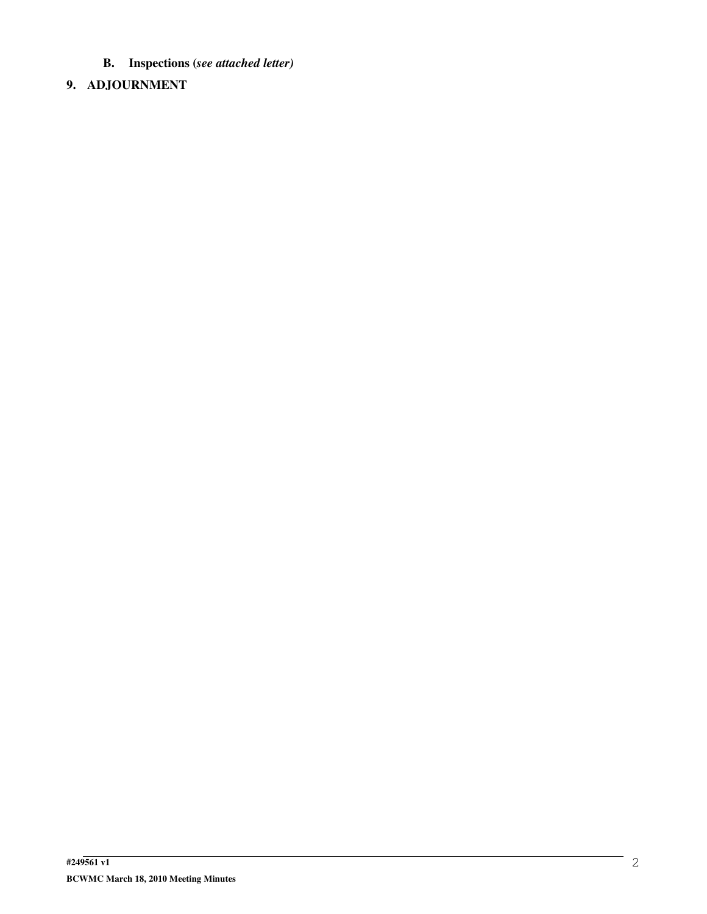**B. Inspections (*see attached letter)***

**9. ADJOURNMENT**